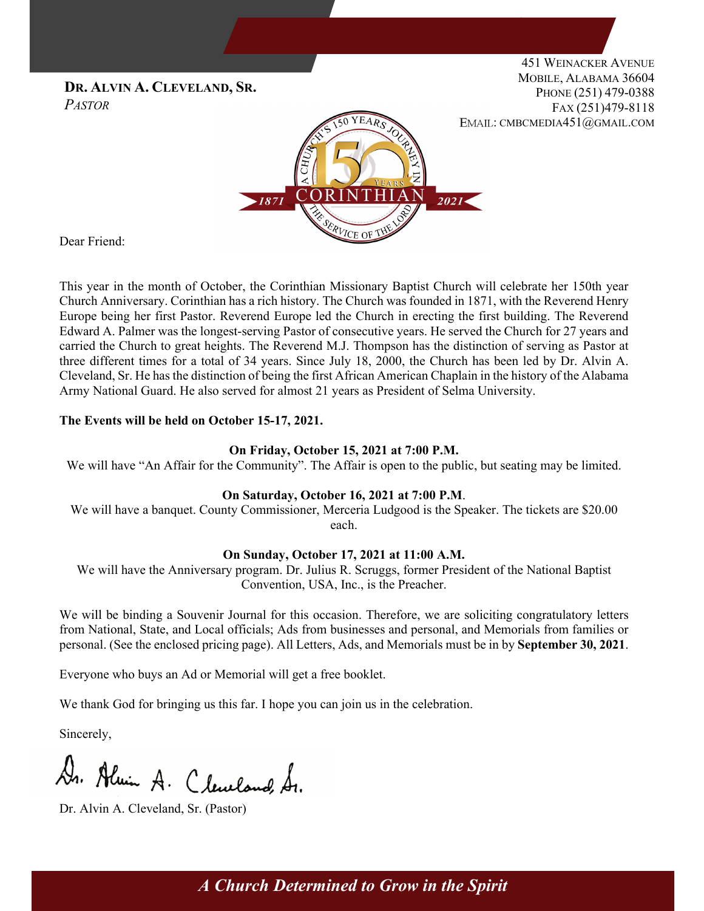**Dr. Alvin A. Cleveland, Sr.**
*Pastor*

451 Weinacker Avenue
Mobile, Alabama 36604
Phone (251) 479-0388
Fax (251)479-8118
Email: cmbcmedia451@gmail.com

A Church's 150 Years Journey in the Service of the Lord
150 Years
1871 CORINTHIAN 2021

Dear Friend:

This year in the month of October, the Corinthian Missionary Baptist Church will celebrate her 150th year Church Anniversary. Corinthian has a rich history. The Church was founded in 1871, with the Reverend Henry Europe being her first Pastor. Reverend Europe led the Church in erecting the first building. The Reverend Edward A. Palmer was the longest-serving Pastor of consecutive years. He served the Church for 27 years and carried the Church to great heights. The Reverend M.J. Thompson has the distinction of serving as Pastor at three different times for a total of 34 years. Since July 18, 2000, the Church has been led by Dr. Alvin A. Cleveland, Sr. He has the distinction of being the first African American Chaplain in the history of the Alabama Army National Guard. He also served for almost 21 years as President of Selma University.

**The Events will be held on October 15-17, 2021.**

**On Friday, October 15, 2021 at 7:00 P.M.**
We will have "An Affair for the Community". The Affair is open to the public, but seating may be limited.

**On Saturday, October 16, 2021 at 7:00 P.M.**
We will have a banquet. County Commissioner, Merceria Ludgood is the Speaker. The tickets are $20.00 each.

**On Sunday, October 17, 2021 at 11:00 A.M.**
We will have the Anniversary program. Dr. Julius R. Scruggs, former President of the National Baptist Convention, USA, Inc., is the Preacher.

We will be binding a Souvenir Journal for this occasion. Therefore, we are soliciting congratulatory letters from National, State, and Local officials; Ads from businesses and personal, and Memorials from families or personal. (See the enclosed pricing page). All Letters, Ads, and Memorials must be in by **September 30, 2021**.

Everyone who buys an Ad or Memorial will get a free booklet.

We thank God for bringing us this far. I hope you can join us in the celebration.

Sincerely,

Dr. Alvin A. Cleveland, Sr.

Dr. Alvin A. Cleveland, Sr. (Pastor)

*A Church Determined to Grow in the Spirit*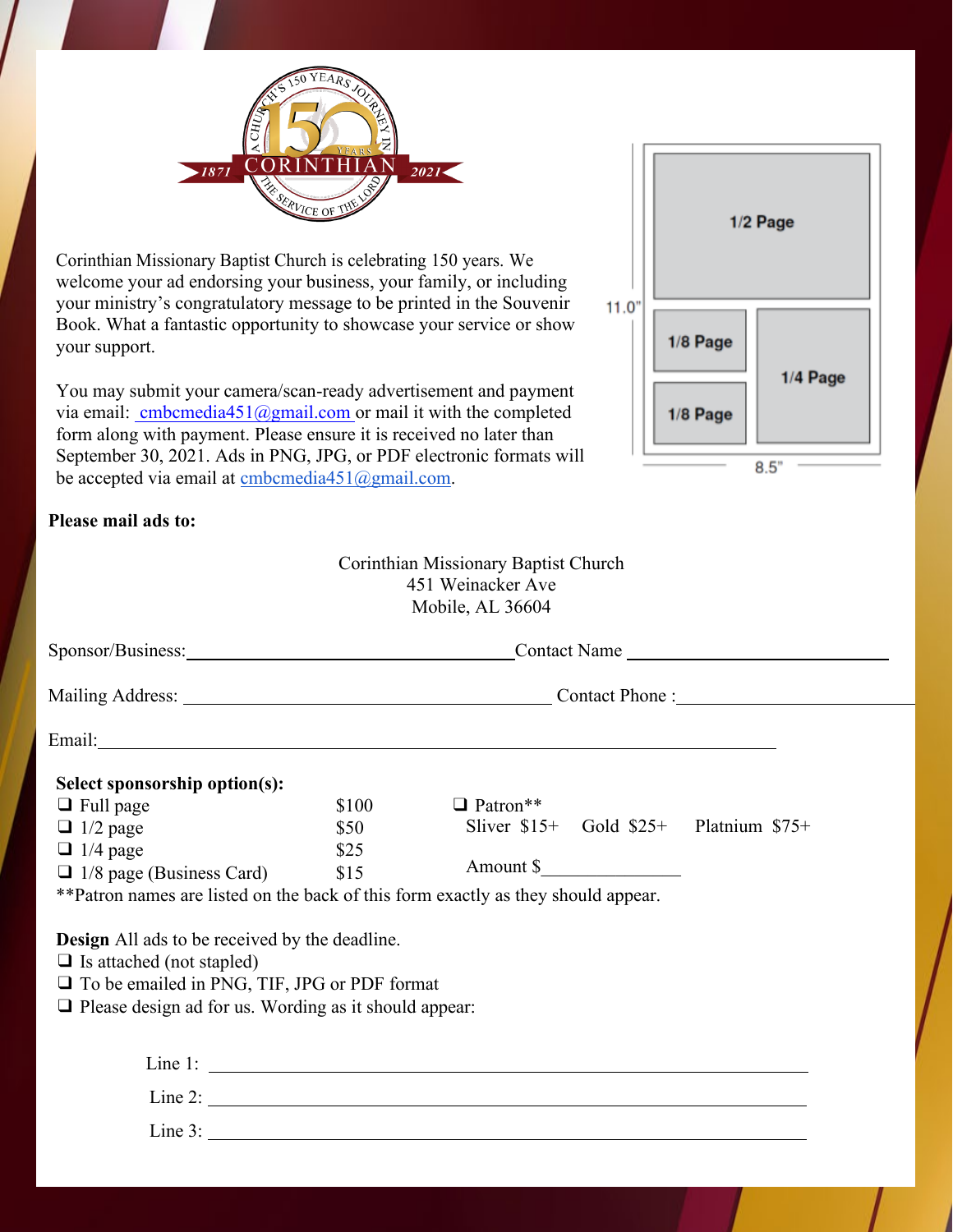Corinthian Missionary Baptist Church is celebrating 150 years. We welcome your ad endorsing your business, your family, or including your ministry's congratulatory message to be printed in the Souvenir Book. What a fantastic opportunity to showcase your service or show your support.

You may submit your camera/scan-ready advertisement and payment via email: cmbcmedia451@gmail.com or mail it with the completed form along with payment. Please ensure it is received no later than September 30, 2021. Ads in PNG, JPG, or PDF electronic formats will be accepted via email at cmbcmedia451@gmail.com.

**Please mail ads to:**

Corinthian Missionary Baptist Church
451 Weinacker Ave
Mobile, AL 36604

Sponsor/Business: ____________________ Contact Name ____________________

Mailing Address: ____________________ Contact Phone : ____________________

Email: ____________________

**Select sponsorship option(s):**

- ❑ Full page $100
- ❑ 1/2 page $50
- ❑ 1/4 page $25
- ❑ 1/8 page (Business Card) $15
- ❑ Patron**
  Sliver $15+ Gold $25+ Platnium $75+
  Amount $__________

**Patron names are listed on the back of this form exactly as they should appear.

**Design** All ads to be received by the deadline.

- ❑ Is attached (not stapled)
- ❑ To be emailed in PNG, TIF, JPG or PDF format
- ❑ Please design ad for us. Wording as it should appear:

Line 1: ____________________

Line 2: ____________________

Line 3: ____________________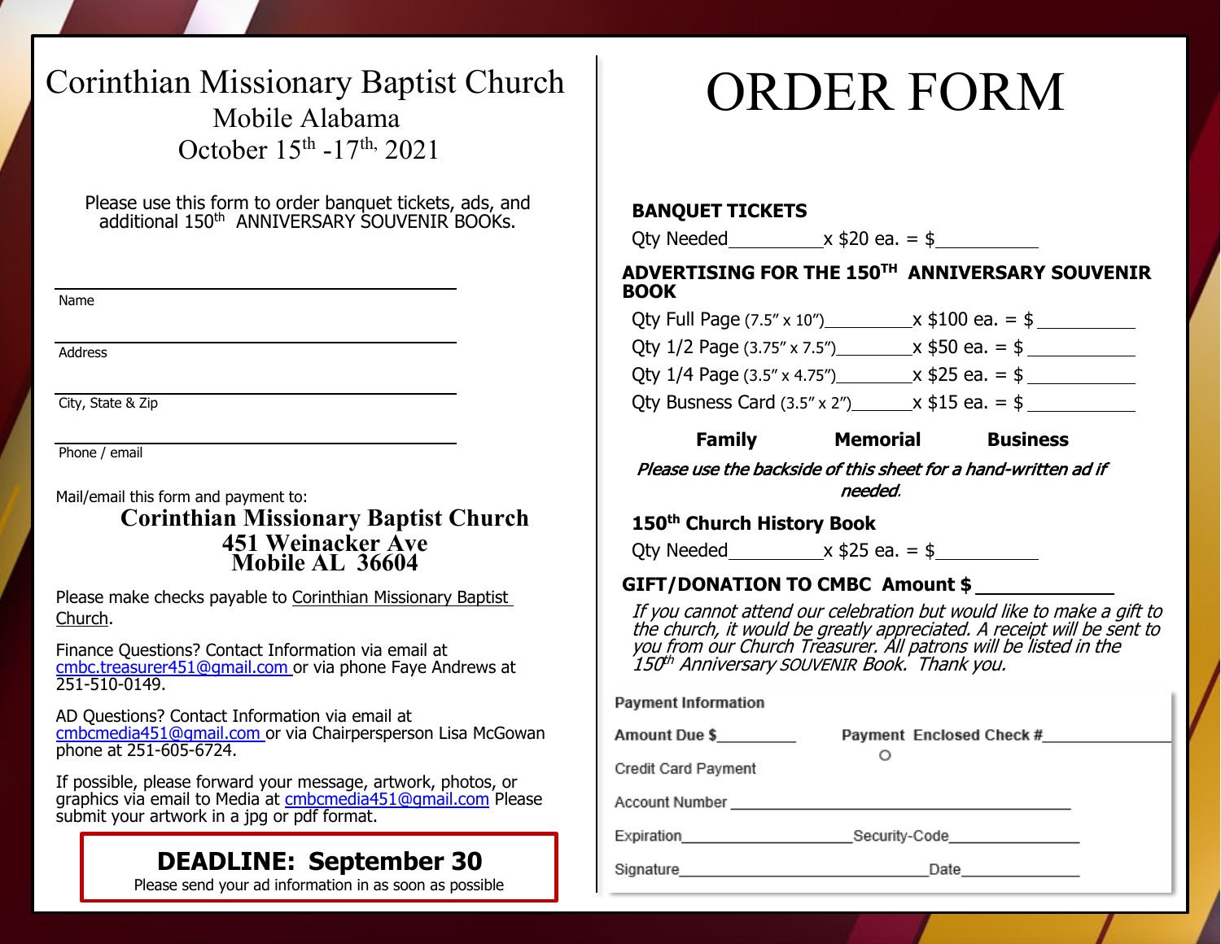# Corinthian Missionary Baptist Church

## Mobile Alabama

## October 15th -17th, 2021

Please use this form to order banquet tickets, ads, and additional 150th ANNIVERSARY SOUVENIR BOOKs.

Name ______________________________

Address ______________________________

City, State & Zip ______________________________

Phone / email ______________________________

Mail/email this form and payment to:

**Corinthian Missionary Baptist Church**
**451 Weinacker Ave**
**Mobile AL 36604**

Please make checks payable to Corinthian Missionary Baptist Church.

Finance Questions? Contact Information via email at cmbc.treasurer451@gmail.com or via phone Faye Andrews at 251-510-0149.

AD Questions? Contact Information via email at cmbcmedia451@gmail.com or via Chairperson Lisa McGowan phone at 251-605-6724.

If possible, please forward your message, artwork, photos, or graphics via email to Media at cmbcmedia451@gmail.com Please submit your artwork in a jpg or pdf format.

**DEADLINE: September 30**
Please send your ad information in as soon as possible

# ORDER FORM

**BANQUET TICKETS**

Qty Needed__________x $20 ea. = $__________

**ADVERTISING FOR THE 150TH ANNIVERSARY SOUVENIR BOOK**

Qty Full Page (7.5″ x 10″)__________x $100 ea. = $__________

Qty 1/2 Page (3.75″ x 7.5″)__________x $50 ea. = $__________

Qty 1/4 Page (3.5″ x 4.75″)__________x $25 ea. = $__________

Qty Busness Card (3.5″ x 2″)__________x $15 ea. = $__________

**Family** **Memorial** **Business**

***Please use the backside of this sheet for a hand-written ad if needed.***

**150th Church History Book**

Qty Needed__________x $25 ea. = $__________

**GIFT/DONATION TO CMBC Amount $ __________**

*If you cannot attend our celebration but would like to make a gift to the church, it would be greatly appreciated. A receipt will be sent to you from our Church Treasurer. All patrons will be listed in the 150th Anniversary SOUVENIR Book. Thank you.*

**Payment Information**

**Amount Due $**__________ **Payment Enclosed Check #**__________

○ Credit Card Payment

Account Number ______________________________

Expiration__________________Security-Code__________________

Signature______________________________Date__________________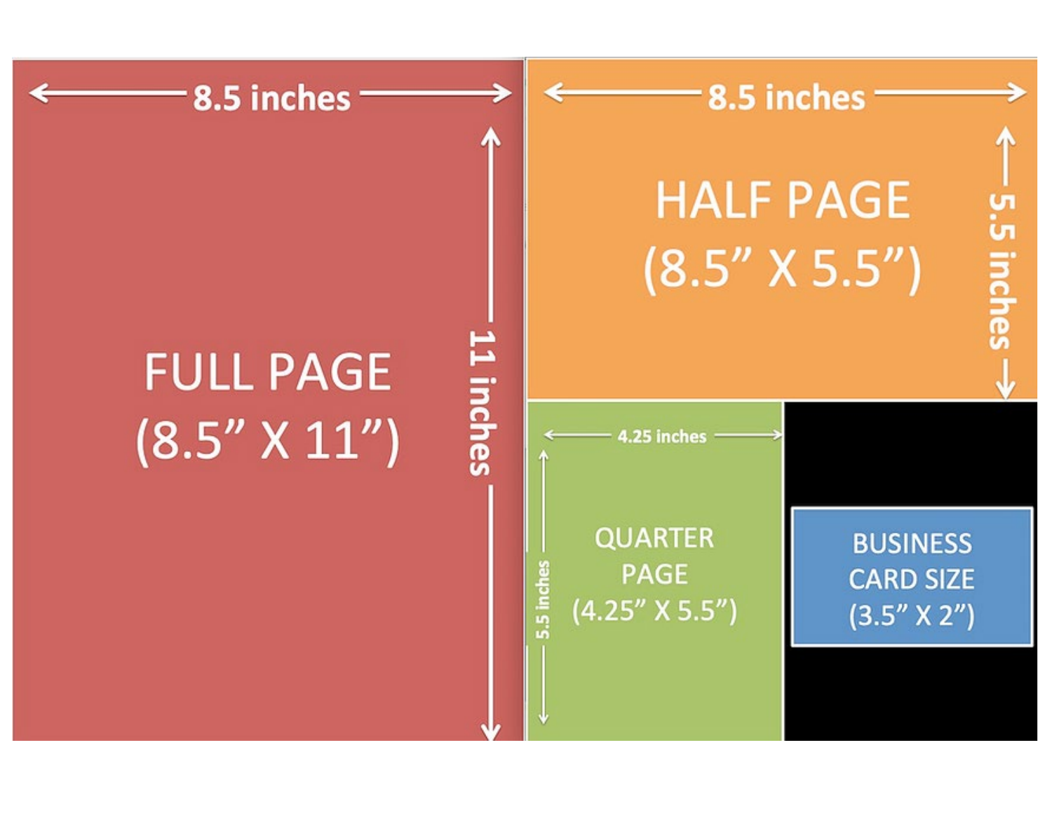8.5 inches

11 inches

FULL PAGE
(8.5" X 11")

8.5 inches

5.5 inches

HALF PAGE
(8.5" X 5.5")

4.25 inches

5.5 inches

QUARTER PAGE
(4.25" X 5.5")

BUSINESS CARD SIZE
(3.5" X 2")